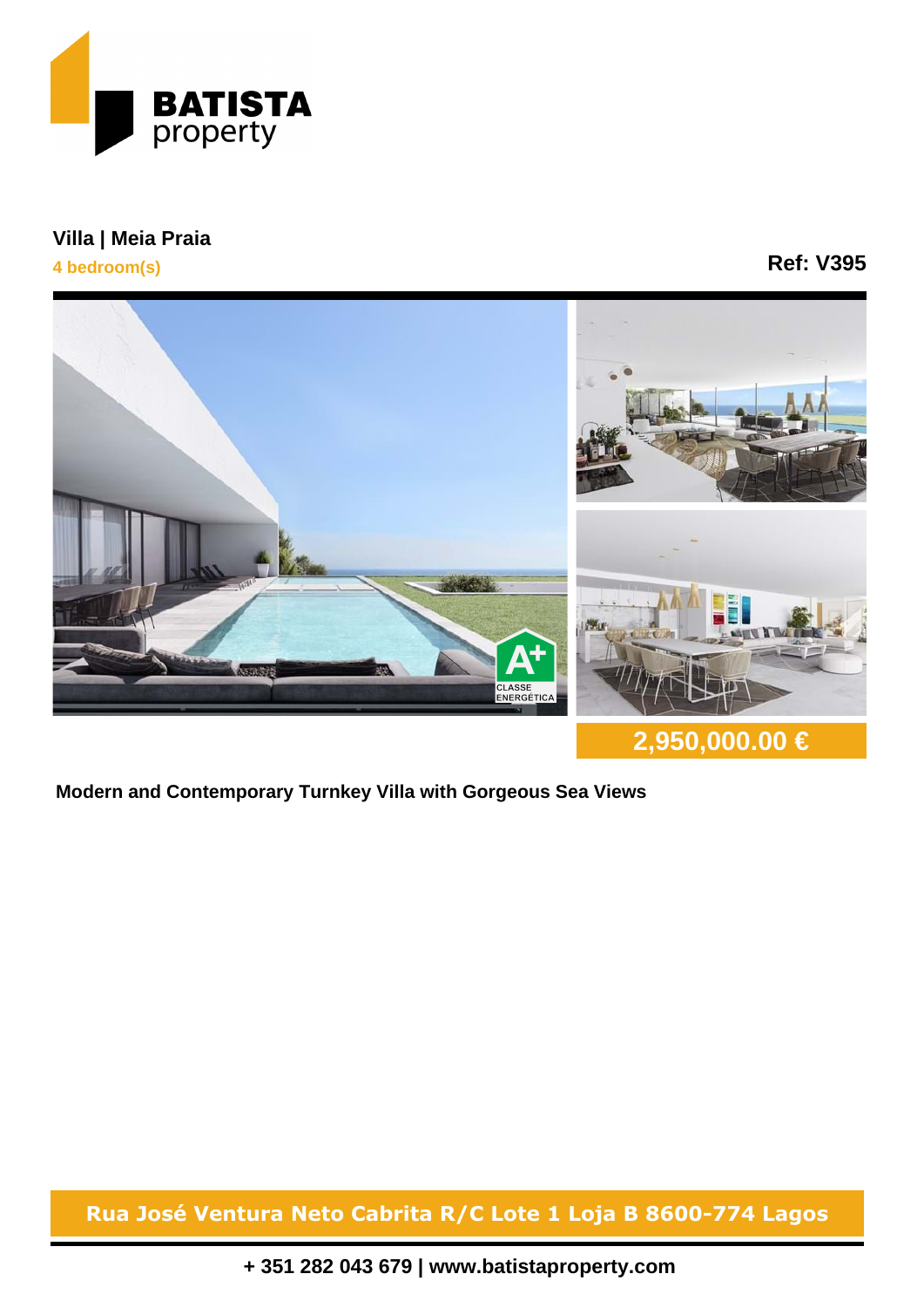BATISTA property

## Villa | Meia Praia

**4 bedroom(s)**

**Ref: V395**

A+ CLASSE ENERGÉTICA

**2,950,000.00 €**

**Modern and Contemporary Turnkey Villa with Gorgeous Sea Views**

**Rua José Ventura Neto Cabrita R/C Lote 1 Loja B 8600-774 Lagos**

**+ 351 282 043 679 | www.batistaproperty.com**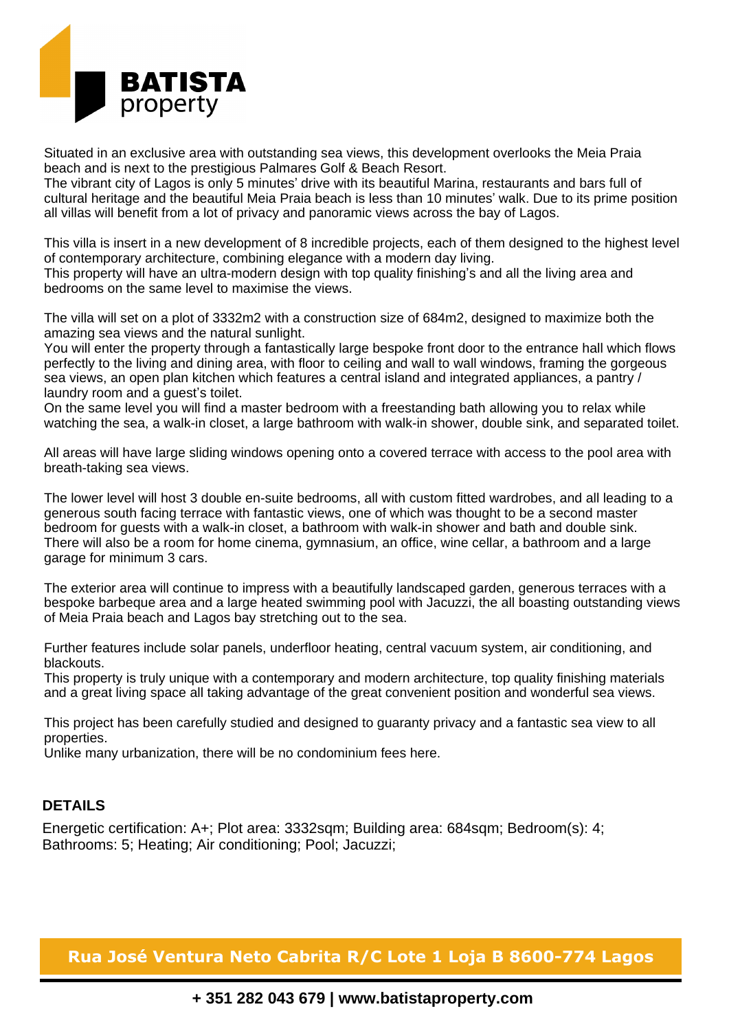BATISTA property

Situated in an exclusive area with outstanding sea views, this development overlooks the Meia Praia beach and is next to the prestigious Palmares Golf & Beach Resort.
The vibrant city of Lagos is only 5 minutes' drive with its beautiful Marina, restaurants and bars full of cultural heritage and the beautiful Meia Praia beach is less than 10 minutes' walk. Due to its prime position all villas will benefit from a lot of privacy and panoramic views across the bay of Lagos.

This villa is insert in a new development of 8 incredible projects, each of them designed to the highest level of contemporary architecture, combining elegance with a modern day living.
This property will have an ultra-modern design with top quality finishing's and all the living area and bedrooms on the same level to maximise the views.

The villa will set on a plot of 3332m2 with a construction size of 684m2, designed to maximize both the amazing sea views and the natural sunlight.
You will enter the property through a fantastically large bespoke front door to the entrance hall which flows perfectly to the living and dining area, with floor to ceiling and wall to wall windows, framing the gorgeous sea views, an open plan kitchen which features a central island and integrated appliances, a pantry / laundry room and a guest's toilet.
On the same level you will find a master bedroom with a freestanding bath allowing you to relax while watching the sea, a walk-in closet, a large bathroom with walk-in shower, double sink, and separated toilet.

All areas will have large sliding windows opening onto a covered terrace with access to the pool area with breath-taking sea views.

The lower level will host 3 double en-suite bedrooms, all with custom fitted wardrobes, and all leading to a generous south facing terrace with fantastic views, one of which was thought to be a second master bedroom for guests with a walk-in closet, a bathroom with walk-in shower and bath and double sink.
There will also be a room for home cinema, gymnasium, an office, wine cellar, a bathroom and a large garage for minimum 3 cars.

The exterior area will continue to impress with a beautifully landscaped garden, generous terraces with a bespoke barbeque area and a large heated swimming pool with Jacuzzi, the all boasting outstanding views of Meia Praia beach and Lagos bay stretching out to the sea.

Further features include solar panels, underfloor heating, central vacuum system, air conditioning, and blackouts.
This property is truly unique with a contemporary and modern architecture, top quality finishing materials and a great living space all taking advantage of the great convenient position and wonderful sea views.

This project has been carefully studied and designed to guaranty privacy and a fantastic sea view to all properties.
Unlike many urbanization, there will be no condominium fees here.

## DETAILS

Energetic certification: A+; Plot area: 3332sqm; Building area: 684sqm; Bedroom(s): 4; Bathrooms: 5; Heating; Air conditioning; Pool; Jacuzzi;

**Rua José Ventura Neto Cabrita R/C Lote 1 Loja B 8600-774 Lagos**

**+ 351 282 043 679 | www.batistaproperty.com**